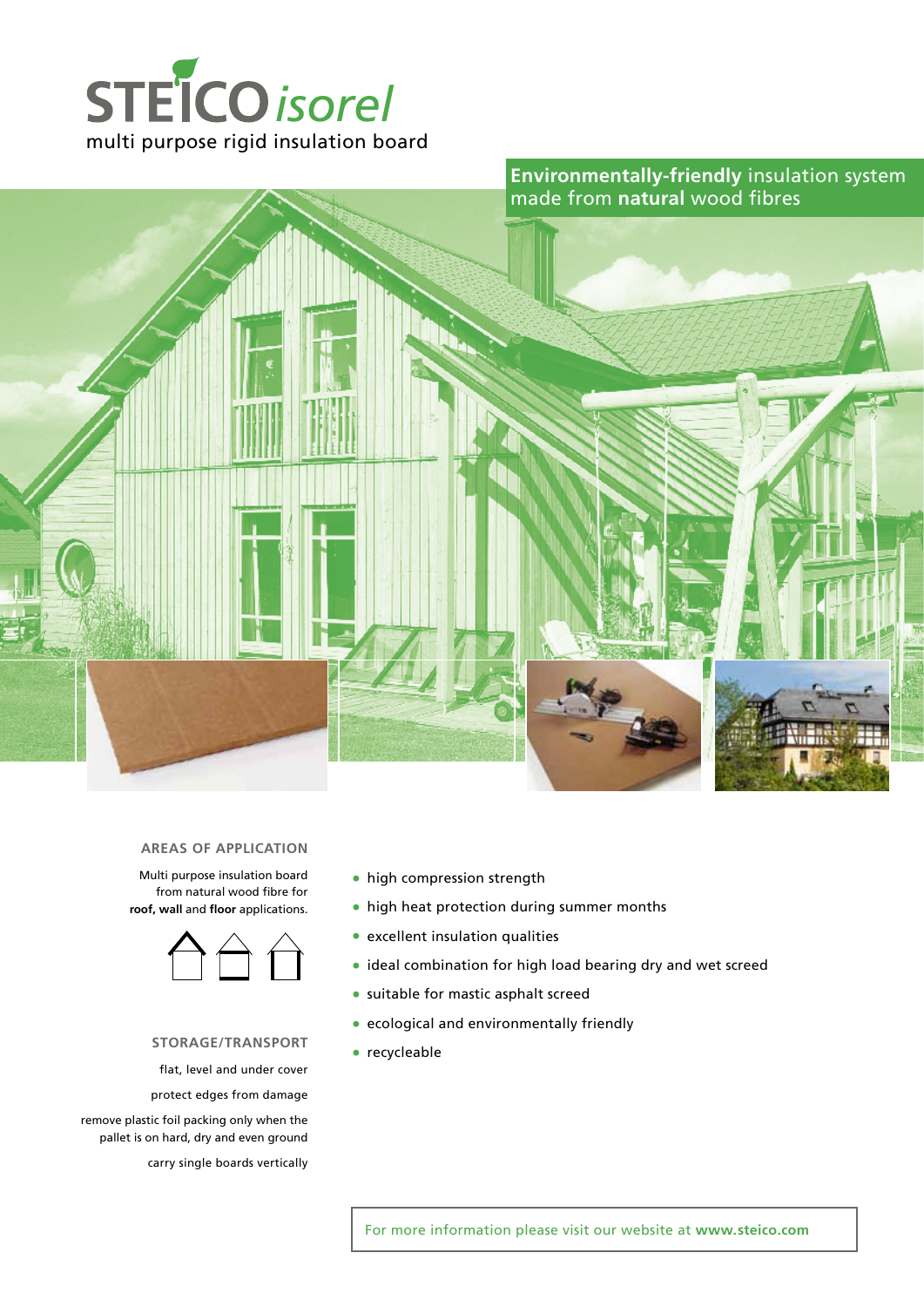# STEICO *isorel*

multi purpose rigid insulation board

**Environmentally-friendly** insulation system made from **natural** wood fibres

## AREAS OF APPLICATION

Multi purpose insulation board from natural wood fibre for **roof, wall** and **floor** applications.

- high compression strength
- high heat protection during summer months
- excellent insulation qualities
- ideal combination for high load bearing dry and wet screed
- suitable for mastic asphalt screed
- ecological and environmentally friendly
- recycleable

## STORAGE/TRANSPORT

flat, level and under cover

protect edges from damage

remove plastic foil packing only when the pallet is on hard, dry and even ground

carry single boards vertically

For more information please visit our website at **www.steico.com**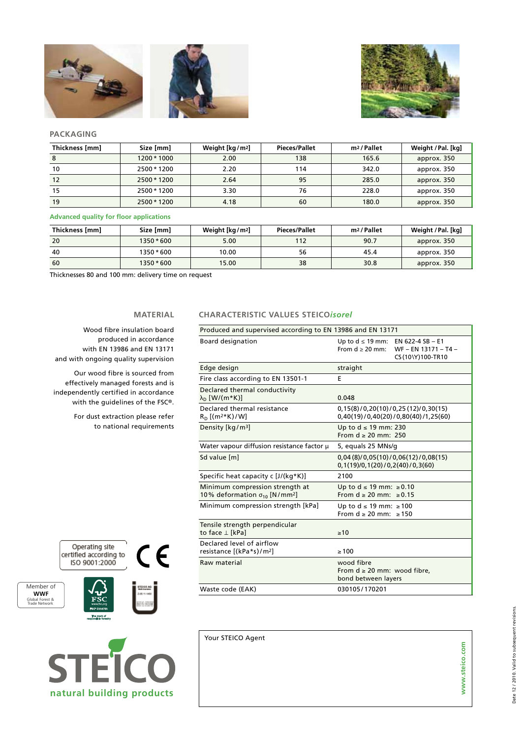## PACKAGING

| Thickness [mm] | Size [mm] | Weight [kg/m²] | Pieces/Pallet | m²/Pallet | Weight/Pal. [kg] |
|---|---|---|---|---|---|
| 8 | 1200 * 1000 | 2.00 | 138 | 165.6 | approx. 350 |
| 10 | 2500 * 1200 | 2.20 | 114 | 342.0 | approx. 350 |
| 12 | 2500 * 1200 | 2.64 | 95 | 285.0 | approx. 350 |
| 15 | 2500 * 1200 | 3.30 | 76 | 228.0 | approx. 350 |
| 19 | 2500 * 1200 | 4.18 | 60 | 180.0 | approx. 350 |

**Advanced quality for floor applications**

| Thickness [mm] | Size [mm] | Weight [kg/m²] | Pieces/Pallet | m²/Pallet | Weight/Pal. [kg] |
|---|---|---|---|---|---|
| 20 | 1350 * 600 | 5.00 | 112 | 90.7 | approx. 350 |
| 40 | 1350 * 600 | 10.00 | 56 | 45.4 | approx. 350 |
| 60 | 1350 * 600 | 15.00 | 38 | 30.8 | approx. 350 |

Thicknesses 80 and 100 mm: delivery time on request

## MATERIAL

Wood fibre insulation board produced in accordance with EN 13986 and EN 13171 and with ongoing quality supervision

Our wood fibre is sourced from effectively managed forests and is independently certified in accordance with the guidelines of the FSC®.

For dust extraction please refer to national requirements

## CHARACTERISTIC VALUES STEICO*isorel*

| Produced and supervised according to EN 13986 and EN 13171 | |
|---|---|
| Board designation | Up to d ≤ 19 mm: EN 622-4 SB – E1<br>From d ≥ 20 mm: WF – EN 13171 – T4 – CS(10\Y)100-TR10 |
| Edge design | straight |
| Fire class according to EN 13501-1 | E |
| Declared thermal conductivity $\lambda_D$ [W/(m*K)] | 0.048 |
| Declared thermal resistance $R_D$ [(m²*K)/W] | 0,15(8)/0,20(10)/0,25(12)/0,30(15)<br>0,40(19)/0,40(20)/0,80(40)/1,25(60) |
| Density [kg/m³] | Up to d ≤ 19 mm: 230<br>From d ≥ 20 mm: 250 |
| Water vapour diffusion resistance factor µ | 5, equals 25 MNs/g |
| Sd value [m] | 0,04(8)/0,05(10)/0,06(12)/0,08(15)<br>0,1(19)/0,1(20)/0,2(40)/0,3(60) |
| Specific heat capacity c [J/(kg*K)] | 2100 |
| Minimum compression strength at 10% deformation $\sigma_{10}$ [N/mm²] | Up to d ≤ 19 mm: ≥0.10<br>From d ≥ 20 mm: ≥0.15 |
| Minimum compression strength [kPa] | Up to d ≤ 19 mm: ≥100<br>From d ≥ 20 mm: ≥150 |
| Tensile strength perpendicular to face ⊥ [kPa] | ≥10 |
| Declared level of airflow resistance [(kPa*s)/m²] | ≥100 |
| Raw material | wood fibre<br>From d ≥ 20 mm: wood fibre, bond between layers |
| Waste code (EAK) | 030105/170201 |

Operating site certified according to ISO 9001:2000

Member of WWF Global Forest & Trade Network

STEICO
natural building products

Your STEICO Agent

www.steico.com

Date 12/2010. Valid to subsequent revisions.